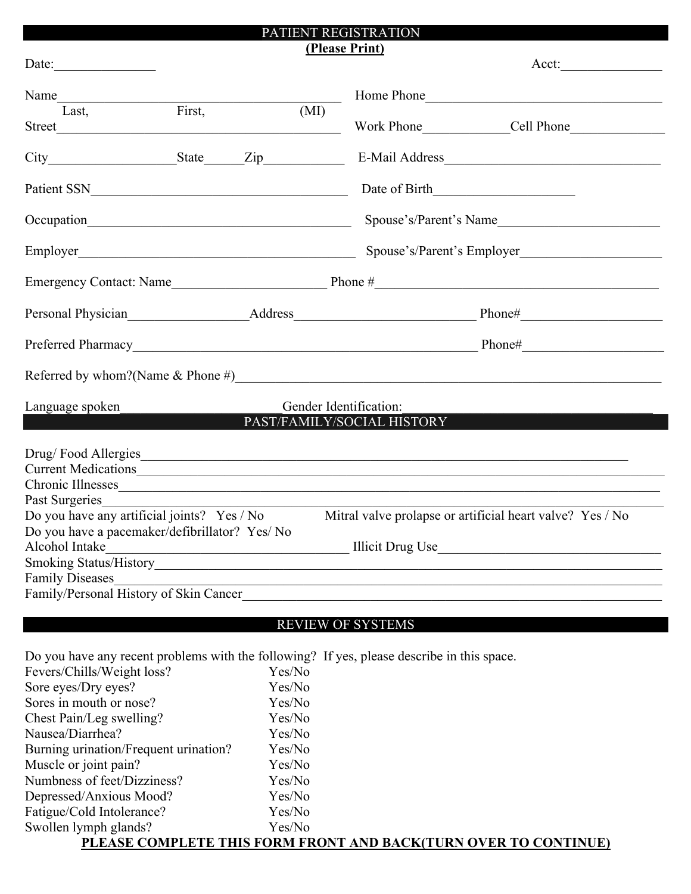# PATIENT REGISTRATION

**(Please Print)**

Date:_______________ Acct:_______________

Name_____________________________________________ Home Phone___________________________________
Last, First, (MI)

Street_____________________________________________ Work Phone_____________Cell Phone______________

City___________________State______Zip____________ E-Mail Address________________________________

Patient SSN_______________________________________ Date of Birth_____________________

Occupation_________________________________________ Spouse's/Parent's Name________________________

Employer___________________________________________ Spouse's/Parent's Employer_____________________

Emergency Contact: Name________________________ Phone #__________________________________________

Personal Physician__________________Address____________________________ Phone#______________________

Preferred Pharmacy______________________________________________________ Phone#______________________

Referred by whom?(Name & Phone #)_________________________________________________________________

Language spoken________________________Gender Identification:_____________________________________

## PAST/FAMILY/SOCIAL HISTORY

Drug/ Food Allergies_________________________________________________________________________

Current Medications__________________________________________________________________________

Chronic Illnesses____________________________________________________________________________

Past Surgeries______________________________________________________________________________

Do you have any artificial joints? Yes / No Mitral valve prolapse or artificial heart valve? Yes / No

Do you have a pacemaker/defibrillator? Yes/ No

Alcohol Intake____________________________________ Illicit Drug Use__________________________________

Smoking Status/History_______________________________________________________________________

Family Diseases____________________________________________________________________________

Family/Personal History of Skin Cancer____________________________________________________________

## REVIEW OF SYSTEMS

Do you have any recent problems with the following? If yes, please describe in this space.

| | |
|---|---|
| Fevers/Chills/Weight loss? | Yes/No |
| Sore eyes/Dry eyes? | Yes/No |
| Sores in mouth or nose? | Yes/No |
| Chest Pain/Leg swelling? | Yes/No |
| Nausea/Diarrhea? | Yes/No |
| Burning urination/Frequent urination? | Yes/No |
| Muscle or joint pain? | Yes/No |
| Numbness of feet/Dizziness? | Yes/No |
| Depressed/Anxious Mood? | Yes/No |
| Fatigue/Cold Intolerance? | Yes/No |
| Swollen lymph glands? | Yes/No |

**PLEASE COMPLETE THIS FORM FRONT AND BACK(TURN OVER TO CONTINUE)**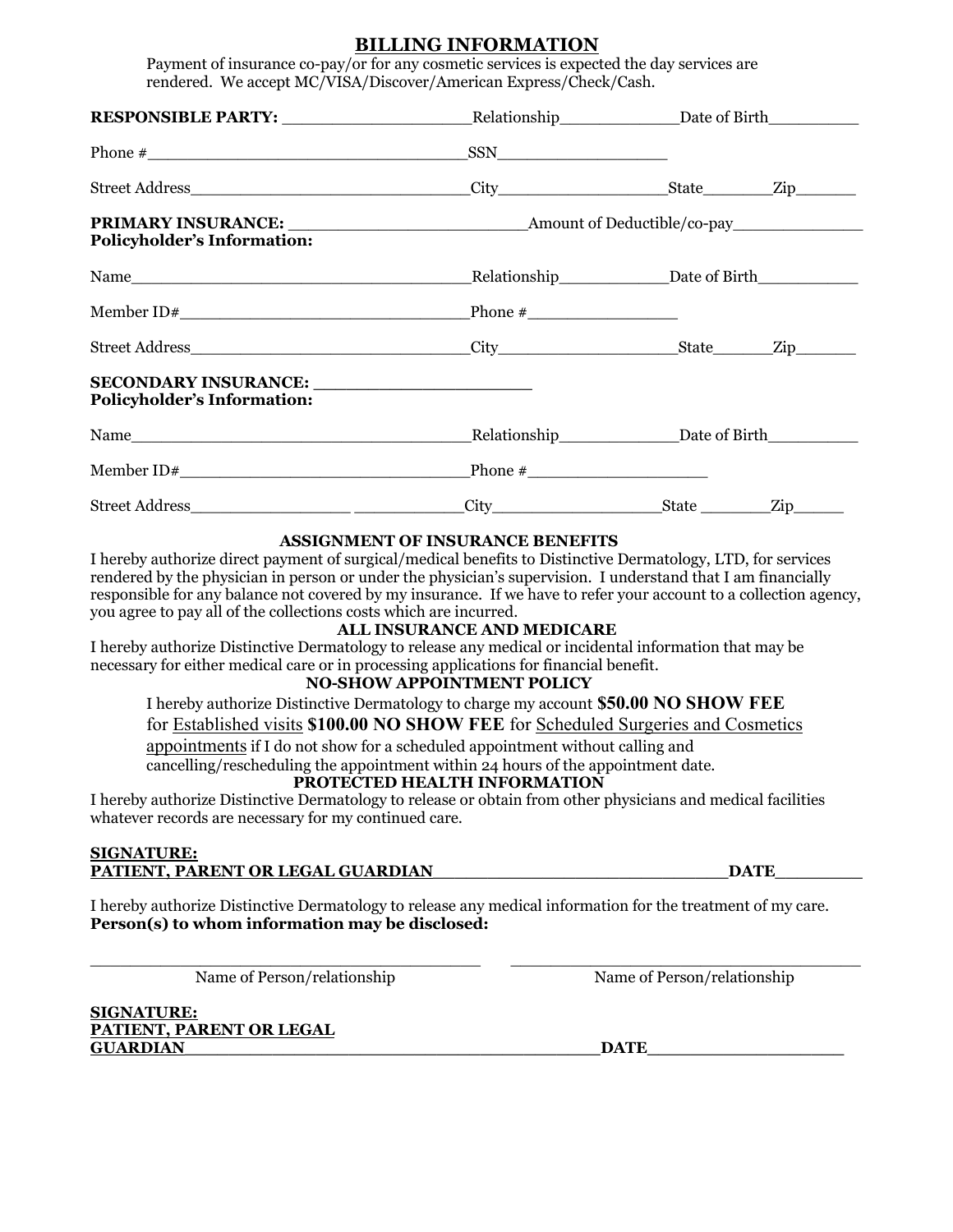## BILLING INFORMATION

Payment of insurance co-pay/or for any cosmetic services is expected the day services are rendered. We accept MC/VISA/Discover/American Express/Check/Cash.

**RESPONSIBLE PARTY:** ____________________ Relationship____________ Date of Birth_________

Phone #________________________________ SSN_________________

Street Address____________________________ City_________________ State________ Zip_______

**PRIMARY INSURANCE:** ________________________ Amount of Deductible/co-pay______________

**Policyholder's Information:**

Name____________________________________ Relationship___________ Date of Birth___________

Member ID#_____________________________ Phone #________________

Street Address____________________________ City___________________ State_______ Zip_______

**SECONDARY INSURANCE:** _____________________

**Policyholder's Information:**

Name____________________________________ Relationship_____________ Date of Birth__________

Member ID#_____________________________ Phone #___________________

Street Address_________________ ___________ City__________________ State ________ Zip______

**ASSIGNMENT OF INSURANCE BENEFITS**

I hereby authorize direct payment of surgical/medical benefits to Distinctive Dermatology, LTD, for services rendered by the physician in person or under the physician's supervision. I understand that I am financially responsible for any balance not covered by my insurance. If we have to refer your account to a collection agency, you agree to pay all of the collections costs which are incurred.

**ALL INSURANCE AND MEDICARE**

I hereby authorize Distinctive Dermatology to release any medical or incidental information that may be necessary for either medical care or in processing applications for financial benefit.

**NO-SHOW APPOINTMENT POLICY**

I hereby authorize Distinctive Dermatology to charge my account **$50.00 NO SHOW FEE** for Established visits **$100.00 NO SHOW FEE** for Scheduled Surgeries and Cosmetics appointments if I do not show for a scheduled appointment without calling and cancelling/rescheduling the appointment within 24 hours of the appointment date.

**PROTECTED HEALTH INFORMATION**

I hereby authorize Distinctive Dermatology to release or obtain from other physicians and medical facilities whatever records are necessary for my continued care.

**SIGNATURE:**
**PATIENT, PARENT OR LEGAL GUARDIAN**_____________________________ **DATE**_________

I hereby authorize Distinctive Dermatology to release any medical information for the treatment of my care.
**Person(s) to whom information may be disclosed:**

_______________________________________ ___________________________________

Name of Person/relationship Name of Person/relationship

**SIGNATURE:**
**PATIENT, PARENT OR LEGAL GUARDIAN**_________________________________________ **DATE**____________________